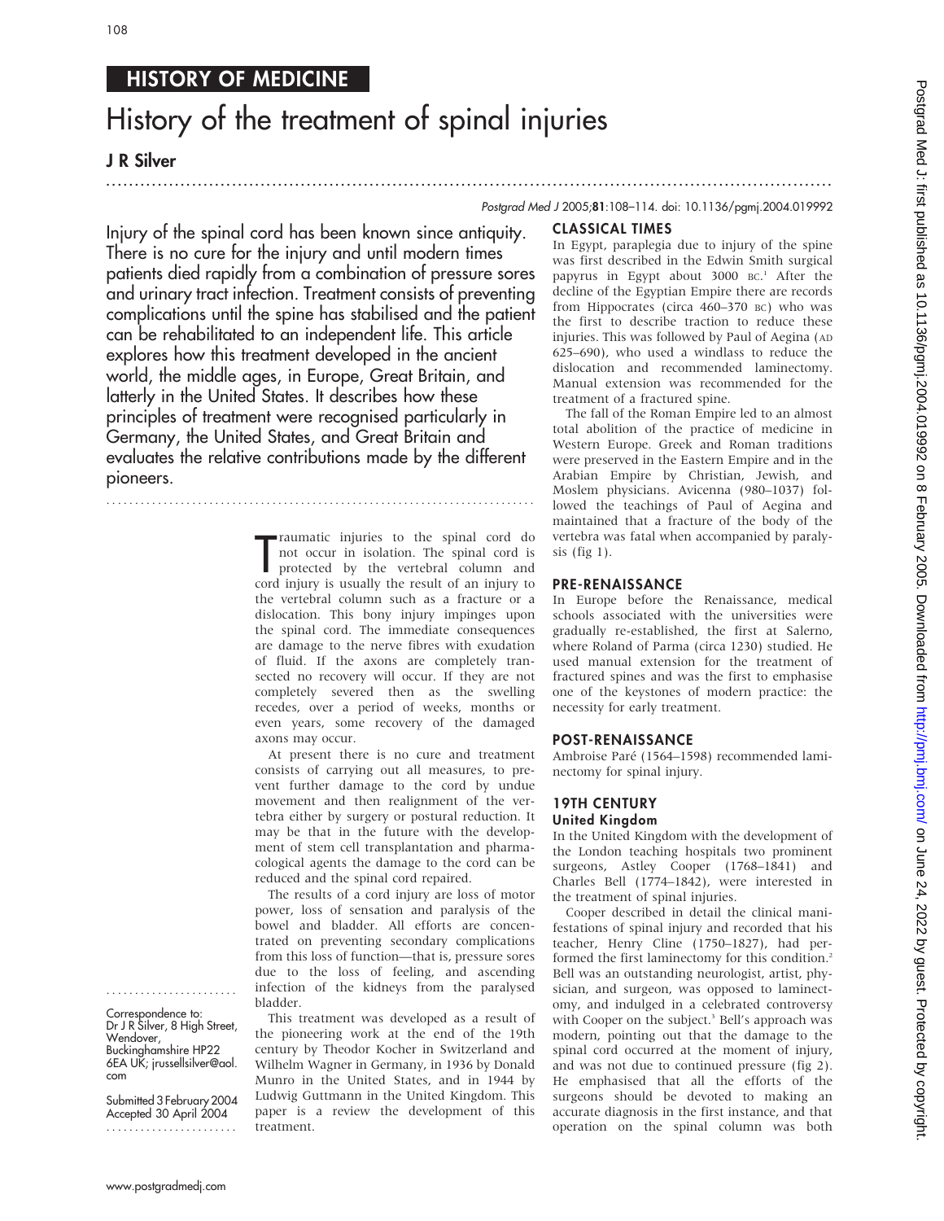HISTORY OF MEDICINE

# History of the treatment of spinal injuries

**J R Silver**

Postgrad Med J 2005;81:108–114. doi: 10.1136/pgmj.2004.019992

Injury of the spinal cord has been known since antiquity. There is no cure for the injury and until modern times patients died rapidly from a combination of pressure sores and urinary tract infection. Treatment consists of preventing complications until the spine has stabilised and the patient can be rehabilitated to an independent life. This article explores how this treatment developed in the ancient world, the middle ages, in Europe, Great Britain, and latterly in the United States. It describes how these principles of treatment were recognised particularly in Germany, the United States, and Great Britain and evaluates the relative contributions made by the different pioneers.

Correspondence to: Dr J R Silver, 8 High Street, Wendover, Buckinghamshire HP22 6EA UK; jrussellsilver@aol.com

Submitted 3 February 2004
Accepted 30 April 2004

Traumatic injuries to the spinal cord do not occur in isolation. The spinal cord is protected by the vertebral column and cord injury is usually the result of an injury to the vertebral column such as a fracture or a dislocation. This bony injury impinges upon the spinal cord. The immediate consequences are damage to the nerve fibres with exudation of fluid. If the axons are completely transected no recovery will occur. If they are not completely severed then as the swelling recedes, over a period of weeks, months or even years, some recovery of the damaged axons may occur.

At present there is no cure and treatment consists of carrying out all measures, to prevent further damage to the cord by undue movement and then realignment of the vertebra either by surgery or postural reduction. It may be that in the future with the development of stem cell transplantation and pharmacological agents the damage to the cord can be reduced and the spinal cord repaired.

The results of a cord injury are loss of motor power, loss of sensation and paralysis of the bowel and bladder. All efforts are concentrated on preventing secondary complications from this loss of function—that is, pressure sores due to the loss of feeling, and ascending infection of the kidneys from the paralysed bladder.

This treatment was developed as a result of the pioneering work at the end of the 19th century by Theodor Kocher in Switzerland and Wilhelm Wagner in Germany, in 1936 by Donald Munro in the United States, and in 1944 by Ludwig Guttmann in the United Kingdom. This paper is a review the development of this treatment.

## CLASSICAL TIMES

In Egypt, paraplegia due to injury of the spine was first described in the Edwin Smith surgical papyrus in Egypt about 3000 BC.[1] After the decline of the Egyptian Empire there are records from Hippocrates (circa 460–370 BC) who was the first to describe traction to reduce these injuries. This was followed by Paul of Aegina (AD 625–690), who used a windlass to reduce the dislocation and recommended laminectomy. Manual extension was recommended for the treatment of a fractured spine.

The fall of the Roman Empire led to an almost total abolition of the practice of medicine in Western Europe. Greek and Roman traditions were preserved in the Eastern Empire and in the Arabian Empire by Christian, Jewish, and Moslem physicians. Avicenna (980–1037) followed the teachings of Paul of Aegina and maintained that a fracture of the body of the vertebra was fatal when accompanied by paralysis (fig 1).

## PRE-RENAISSANCE

In Europe before the Renaissance, medical schools associated with the universities were gradually re-established, the first at Salerno, where Roland of Parma (circa 1230) studied. He used manual extension for the treatment of fractured spines and was the first to emphasise one of the keystones of modern practice: the necessity for early treatment.

## POST-RENAISSANCE

Ambroise Paré (1564–1598) recommended laminectomy for spinal injury.

## 19TH CENTURY

### United Kingdom

In the United Kingdom with the development of the London teaching hospitals two prominent surgeons, Astley Cooper (1768–1841) and Charles Bell (1774–1842), were interested in the treatment of spinal injuries.

Cooper described in detail the clinical manifestations of spinal injury and recorded that his teacher, Henry Cline (1750–1827), had performed the first laminectomy for this condition.[2] Bell was an outstanding neurologist, artist, physician, and surgeon, was opposed to laminectomy, and indulged in a celebrated controversy with Cooper on the subject.[3] Bell's approach was modern, pointing out that the damage to the spinal cord occurred at the moment of injury, and was not due to continued pressure (fig 2). He emphasised that all the efforts of the surgeons should be devoted to making an accurate diagnosis in the first instance, and that operation on the spinal column was both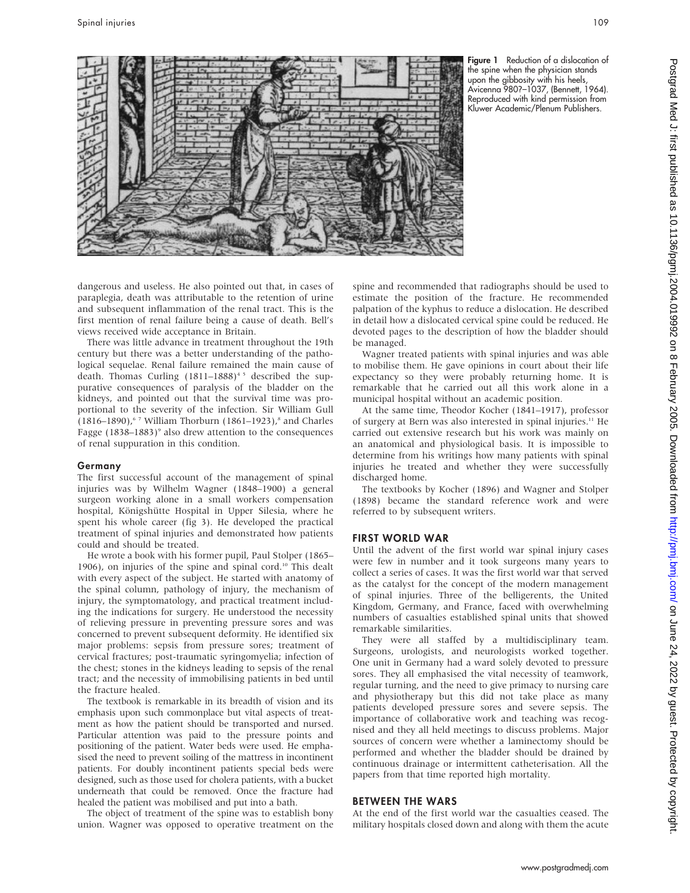Figure 1 Reduction of a dislocation of the spine when the physician stands upon the gibbosity with his heels, Avicenna 980?–1037, (Bennett, 1964). Reproduced with kind permission from Kluwer Academic/Plenum Publishers.

dangerous and useless. He also pointed out that, in cases of paraplegia, death was attributable to the retention of urine and subsequent inflammation of the renal tract. This is the first mention of renal failure being a cause of death. Bell's views received wide acceptance in Britain.

There was little advance in treatment throughout the 19th century but there was a better understanding of the pathological sequelae. Renal failure remained the main cause of death. Thomas Curling (1811–1888)[4 5] described the suppurative consequences of paralysis of the bladder on the kidneys, and pointed out that the survival time was proportional to the severity of the infection. Sir William Gull (1816–1890),[6 7] William Thorburn (1861–1923),[8] and Charles Fagge (1838–1883)[9] also drew attention to the consequences of renal suppuration in this condition.

### Germany

The first successful account of the management of spinal injuries was by Wilhelm Wagner (1848–1900) a general surgeon working alone in a small workers compensation hospital, Königshütte Hospital in Upper Silesia, where he spent his whole career (fig 3). He developed the practical treatment of spinal injuries and demonstrated how patients could and should be treated.

He wrote a book with his former pupil, Paul Stolper (1865–1906), on injuries of the spine and spinal cord.[10] This dealt with every aspect of the subject. He started with anatomy of the spinal column, pathology of injury, the mechanism of injury, the symptomatology, and practical treatment including the indications for surgery. He understood the necessity of relieving pressure in preventing pressure sores and was concerned to prevent subsequent deformity. He identified six major problems: sepsis from pressure sores; treatment of cervical fractures; post-traumatic syringomyelia; infection of the chest; stones in the kidneys leading to sepsis of the renal tract; and the necessity of immobilising patients in bed until the fracture healed.

The textbook is remarkable in its breadth of vision and its emphasis upon such commonplace but vital aspects of treatment as how the patient should be transported and nursed. Particular attention was paid to the pressure points and positioning of the patient. Water beds were used. He emphasised the need to prevent soiling of the mattress in incontinent patients. For doubly incontinent patients special beds were designed, such as those used for cholera patients, with a bucket underneath that could be removed. Once the fracture had healed the patient was mobilised and put into a bath.

The object of treatment of the spine was to establish bony union. Wagner was opposed to operative treatment on the spine and recommended that radiographs should be used to estimate the position of the fracture. He recommended palpation of the kyphus to reduce a dislocation. He described in detail how a dislocated cervical spine could be reduced. He devoted pages to the description of how the bladder should be managed.

Wagner treated patients with spinal injuries and was able to mobilise them. He gave opinions in court about their life expectancy so they were probably returning home. It is remarkable that he carried out all this work alone in a municipal hospital without an academic position.

At the same time, Theodor Kocher (1841–1917), professor of surgery at Bern was also interested in spinal injuries.[11] He carried out extensive research but his work was mainly on an anatomical and physiological basis. It is impossible to determine from his writings how many patients with spinal injuries he treated and whether they were successfully discharged home.

The textbooks by Kocher (1896) and Wagner and Stolper (1898) became the standard reference work and were referred to by subsequent writers.

## FIRST WORLD WAR

Until the advent of the first world war spinal injury cases were few in number and it took surgeons many years to collect a series of cases. It was the first world war that served as the catalyst for the concept of the modern management of spinal injuries. Three of the belligerents, the United Kingdom, Germany, and France, faced with overwhelming numbers of casualties established spinal units that showed remarkable similarities.

They were all staffed by a multidisciplinary team. Surgeons, urologists, and neurologists worked together. One unit in Germany had a ward solely devoted to pressure sores. They all emphasised the vital necessity of teamwork, regular turning, and the need to give primacy to nursing care and physiotherapy but this did not take place as many patients developed pressure sores and severe sepsis. The importance of collaborative work and teaching was recognised and they all held meetings to discuss problems. Major sources of concern were whether a laminectomy should be performed and whether the bladder should be drained by continuous drainage or intermittent catheterisation. All the papers from that time reported high mortality.

## BETWEEN THE WARS

At the end of the first world war the casualties ceased. The military hospitals closed down and along with them the acute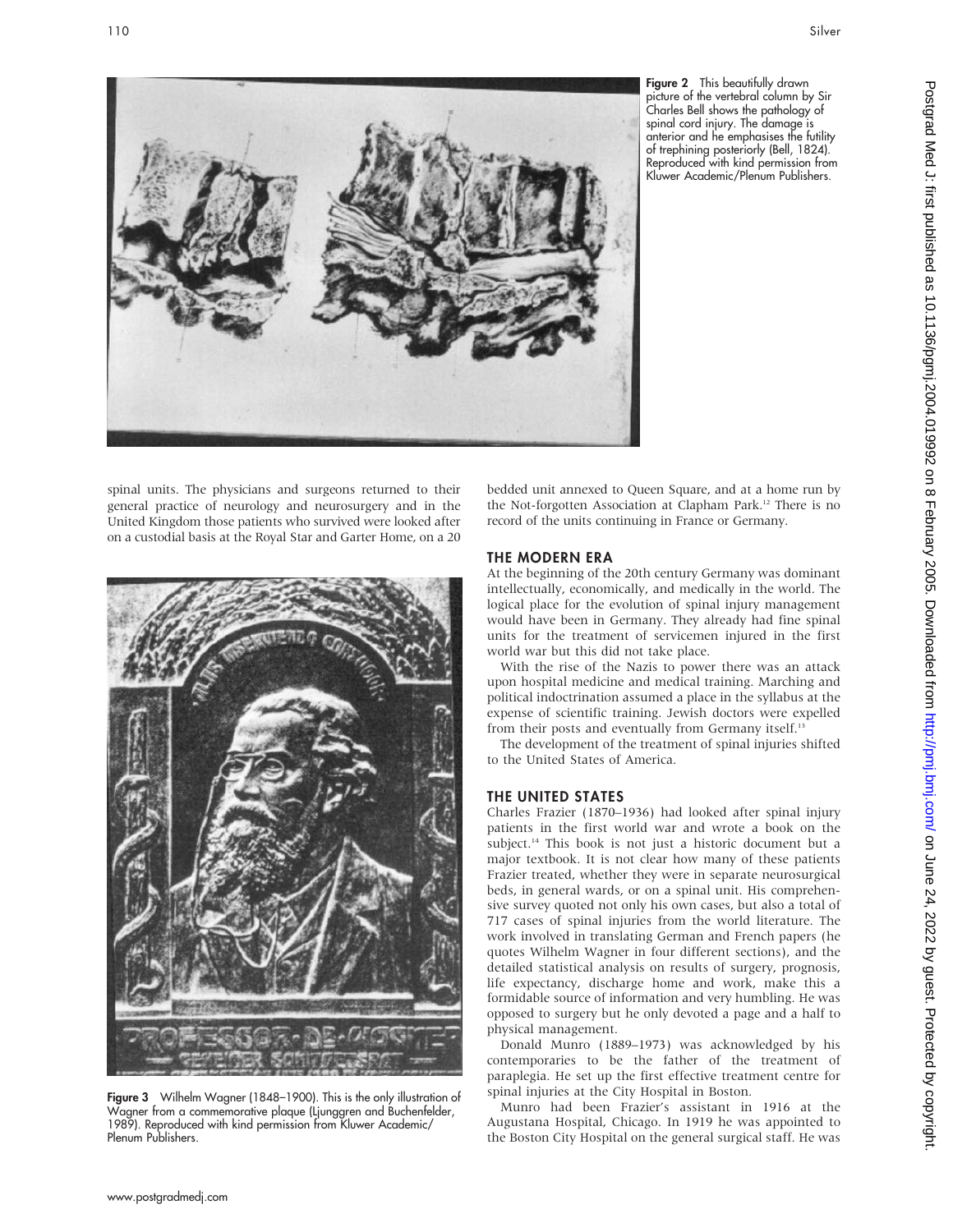Figure 2 This beautifully drawn picture of the vertebral column by Sir Charles Bell shows the pathology of spinal cord injury. The damage is anterior and he emphasises the futility of trephining posteriorly (Bell, 1824). Reproduced with kind permission from Kluwer Academic/Plenum Publishers.

spinal units. The physicians and surgeons returned to their general practice of neurology and neurosurgery and in the United Kingdom those patients who survived were looked after on a custodial basis at the Royal Star and Garter Home, on a 20 bedded unit annexed to Queen Square, and at a home run by the Not-forgotten Association at Clapham Park.[12] There is no record of the units continuing in France or Germany.

Figure 3 Wilhelm Wagner (1848–1900). This is the only illustration of Wagner from a commemorative plaque (Ljunggren and Buchenfelder, 1989). Reproduced with kind permission from Kluwer Academic/Plenum Publishers.

## THE MODERN ERA

At the beginning of the 20th century Germany was dominant intellectually, economically, and medically in the world. The logical place for the evolution of spinal injury management would have been in Germany. They already had fine spinal units for the treatment of servicemen injured in the first world war but this did not take place.

With the rise of the Nazis to power there was an attack upon hospital medicine and medical training. Marching and political indoctrination assumed a place in the syllabus at the expense of scientific training. Jewish doctors were expelled from their posts and eventually from Germany itself.[13]

The development of the treatment of spinal injuries shifted to the United States of America.

## THE UNITED STATES

Charles Frazier (1870–1936) had looked after spinal injury patients in the first world war and wrote a book on the subject.[14] This book is not just a historic document but a major textbook. It is not clear how many of these patients Frazier treated, whether they were in separate neurosurgical beds, in general wards, or on a spinal unit. His comprehensive survey quoted not only his own cases, but also a total of 717 cases of spinal injuries from the world literature. The work involved in translating German and French papers (he quotes Wilhelm Wagner in four different sections), and the detailed statistical analysis on results of surgery, prognosis, life expectancy, discharge home and work, make this a formidable source of information and very humbling. He was opposed to surgery but he only devoted a page and a half to physical management.

Donald Munro (1889–1973) was acknowledged by his contemporaries to be the father of the treatment of paraplegia. He set up the first effective treatment centre for spinal injuries at the City Hospital in Boston.

Munro had been Frazier's assistant in 1916 at the Augustana Hospital, Chicago. In 1919 he was appointed to the Boston City Hospital on the general surgical staff. He was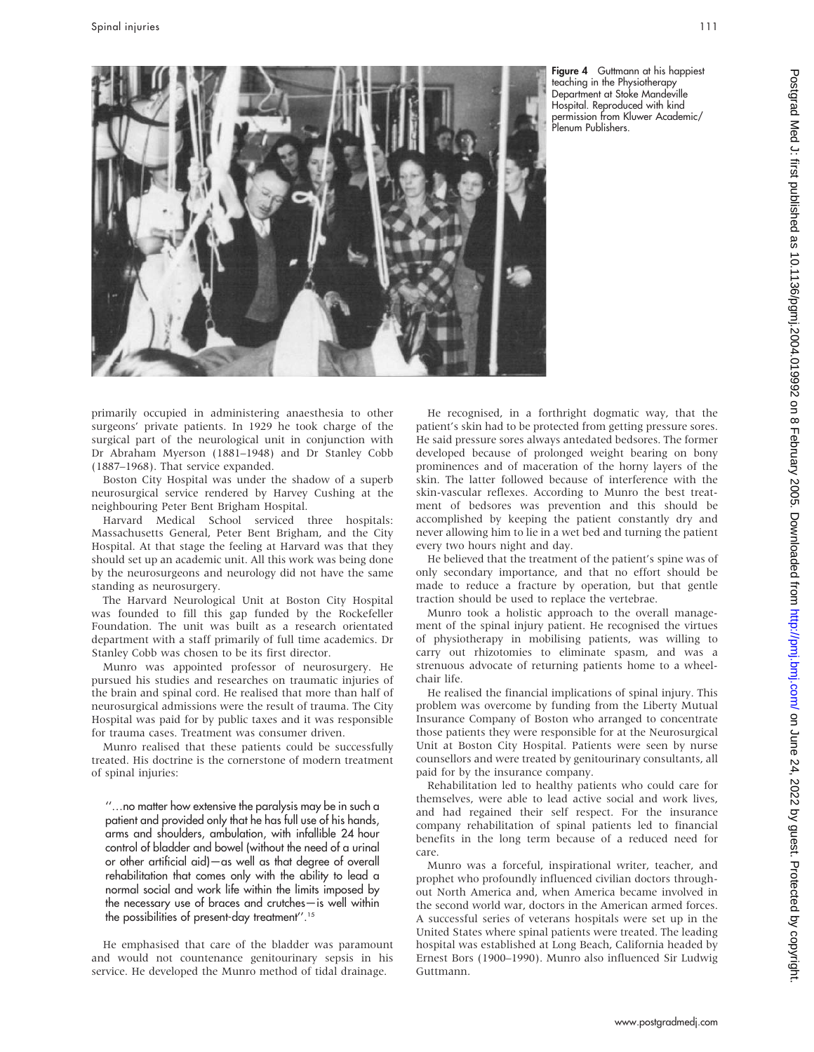Figure 4 Guttmann at his happiest teaching in the Physiotherapy Department at Stoke Mandeville Hospital. Reproduced with kind permission from Kluwer Academic/Plenum Publishers.

primarily occupied in administering anaesthesia to other surgeons' private patients. In 1929 he took charge of the surgical part of the neurological unit in conjunction with Dr Abraham Myerson (1881–1948) and Dr Stanley Cobb (1887–1968). That service expanded.

Boston City Hospital was under the shadow of a superb neurosurgical service rendered by Harvey Cushing at the neighbouring Peter Bent Brigham Hospital.

Harvard Medical School serviced three hospitals: Massachusetts General, Peter Bent Brigham, and the City Hospital. At that stage the feeling at Harvard was that they should set up an academic unit. All this work was being done by the neurosurgeons and neurology did not have the same standing as neurosurgery.

The Harvard Neurological Unit at Boston City Hospital was founded to fill this gap funded by the Rockefeller Foundation. The unit was built as a research orientated department with a staff primarily of full time academics. Dr Stanley Cobb was chosen to be its first director.

Munro was appointed professor of neurosurgery. He pursued his studies and researches on traumatic injuries of the brain and spinal cord. He realised that more than half of neurosurgical admissions were the result of trauma. The City Hospital was paid for by public taxes and it was responsible for trauma cases. Treatment was consumer driven.

Munro realised that these patients could be successfully treated. His doctrine is the cornerstone of modern treatment of spinal injuries:

> "…no matter how extensive the paralysis may be in such a patient and provided only that he has full use of his hands, arms and shoulders, ambulation, with infallible 24 hour control of bladder and bowel (without the need of a urinal or other artificial aid)—as well as that degree of overall rehabilitation that comes only with the ability to lead a normal social and work life within the limits imposed by the necessary use of braces and crutches—is well within the possibilities of present-day treatment".[15]

He emphasised that care of the bladder was paramount and would not countenance genitourinary sepsis in his service. He developed the Munro method of tidal drainage.

He recognised, in a forthright dogmatic way, that the patient's skin had to be protected from getting pressure sores. He said pressure sores always antedated bedsores. The former developed because of prolonged weight bearing on bony prominences and of maceration of the horny layers of the skin. The latter followed because of interference with the skin-vascular reflexes. According to Munro the best treatment of bedsores was prevention and this should be accomplished by keeping the patient constantly dry and never allowing him to lie in a wet bed and turning the patient every two hours night and day.

He believed that the treatment of the patient's spine was of only secondary importance, and that no effort should be made to reduce a fracture by operation, but that gentle traction should be used to replace the vertebrae.

Munro took a holistic approach to the overall management of the spinal injury patient. He recognised the virtues of physiotherapy in mobilising patients, was willing to carry out rhizotomies to eliminate spasm, and was a strenuous advocate of returning patients home to a wheelchair life.

He realised the financial implications of spinal injury. This problem was overcome by funding from the Liberty Mutual Insurance Company of Boston who arranged to concentrate those patients they were responsible for at the Neurosurgical Unit at Boston City Hospital. Patients were seen by nurse counsellors and were treated by genitourinary consultants, all paid for by the insurance company.

Rehabilitation led to healthy patients who could care for themselves, were able to lead active social and work lives, and had regained their self respect. For the insurance company rehabilitation of spinal patients led to financial benefits in the long term because of a reduced need for care.

Munro was a forceful, inspirational writer, teacher, and prophet who profoundly influenced civilian doctors throughout North America and, when America became involved in the second world war, doctors in the American armed forces. A successful series of veterans hospitals were set up in the United States where spinal patients were treated. The leading hospital was established at Long Beach, California headed by Ernest Bors (1900–1990). Munro also influenced Sir Ludwig Guttmann.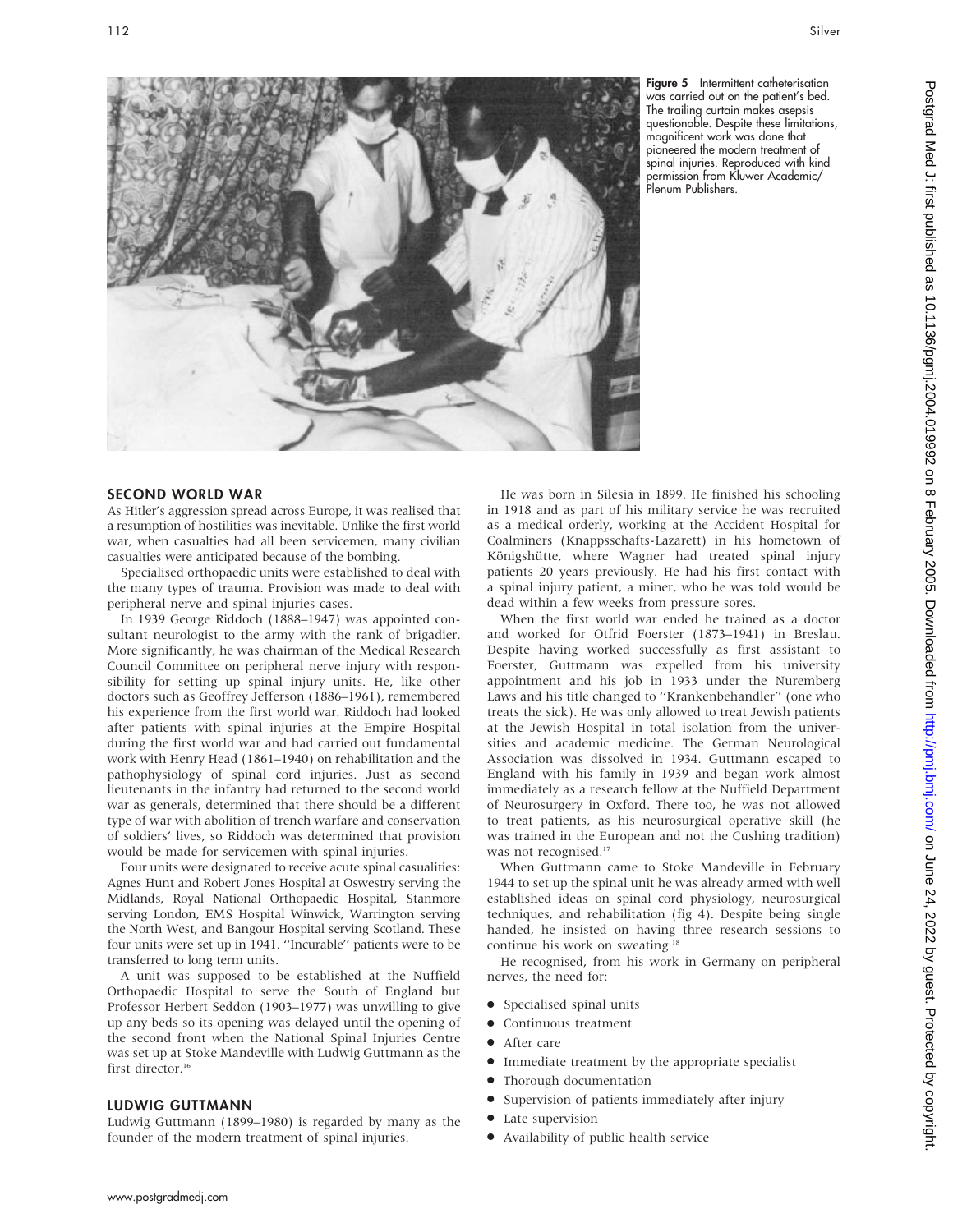Figure 5 Intermittent catheterisation was carried out on the patient's bed. The trailing curtain makes asepsis questionable. Despite these limitations, magnificent work was done that pioneered the modern treatment of spinal injuries. Reproduced with kind permission from Kluwer Academic/Plenum Publishers.

## SECOND WORLD WAR

As Hitler's aggression spread across Europe, it was realised that a resumption of hostilities was inevitable. Unlike the first world war, when casualties had all been servicemen, many civilian casualties were anticipated because of the bombing.

Specialised orthopaedic units were established to deal with the many types of trauma. Provision was made to deal with peripheral nerve and spinal injuries cases.

In 1939 George Riddoch (1888–1947) was appointed consultant neurologist to the army with the rank of brigadier. More significantly, he was chairman of the Medical Research Council Committee on peripheral nerve injury with responsibility for setting up spinal injury units. He, like other doctors such as Geoffrey Jefferson (1886–1961), remembered his experience from the first world war. Riddoch had looked after patients with spinal injuries at the Empire Hospital during the first world war and had carried out fundamental work with Henry Head (1861–1940) on rehabilitation and the pathophysiology of spinal cord injuries. Just as second lieutenants in the infantry had returned to the second world war as generals, determined that there should be a different type of war with abolition of trench warfare and conservation of soldiers' lives, so Riddoch was determined that provision would be made for servicemen with spinal injuries.

Four units were designated to receive acute spinal casualities: Agnes Hunt and Robert Jones Hospital at Oswestry serving the Midlands, Royal National Orthopaedic Hospital, Stanmore serving London, EMS Hospital Winwick, Warrington serving the North West, and Bangour Hospital serving Scotland. These four units were set up in 1941. ''Incurable'' patients were to be transferred to long term units.

A unit was supposed to be established at the Nuffield Orthopaedic Hospital to serve the South of England but Professor Herbert Seddon (1903–1977) was unwilling to give up any beds so its opening was delayed until the opening of the second front when the National Spinal Injuries Centre was set up at Stoke Mandeville with Ludwig Guttmann as the first director.[16]

## LUDWIG GUTTMANN

Ludwig Guttmann (1899–1980) is regarded by many as the founder of the modern treatment of spinal injuries.

He was born in Silesia in 1899. He finished his schooling in 1918 and as part of his military service he was recruited as a medical orderly, working at the Accident Hospital for Coalminers (Knappsschafts-Lazarett) in his hometown of Königshütte, where Wagner had treated spinal injury patients 20 years previously. He had his first contact with a spinal injury patient, a miner, who he was told would be dead within a few weeks from pressure sores.

When the first world war ended he trained as a doctor and worked for Otfrid Foerster (1873–1941) in Breslau. Despite having worked successfully as first assistant to Foerster, Guttmann was expelled from his university appointment and his job in 1933 under the Nuremberg Laws and his title changed to ''Krankenbehandler'' (one who treats the sick). He was only allowed to treat Jewish patients at the Jewish Hospital in total isolation from the universities and academic medicine. The German Neurological Association was dissolved in 1934. Guttmann escaped to England with his family in 1939 and began work almost immediately as a research fellow at the Nuffield Department of Neurosurgery in Oxford. There too, he was not allowed to treat patients, as his neurosurgical operative skill (he was trained in the European and not the Cushing tradition) was not recognised.[17]

When Guttmann came to Stoke Mandeville in February 1944 to set up the spinal unit he was already armed with well established ideas on spinal cord physiology, neurosurgical techniques, and rehabilitation (fig 4). Despite being single handed, he insisted on having three research sessions to continue his work on sweating.[18]

He recognised, from his work in Germany on peripheral nerves, the need for:

- Specialised spinal units
- Continuous treatment
- After care
- Immediate treatment by the appropriate specialist
- Thorough documentation
- Supervision of patients immediately after injury
- Late supervision
- Availability of public health service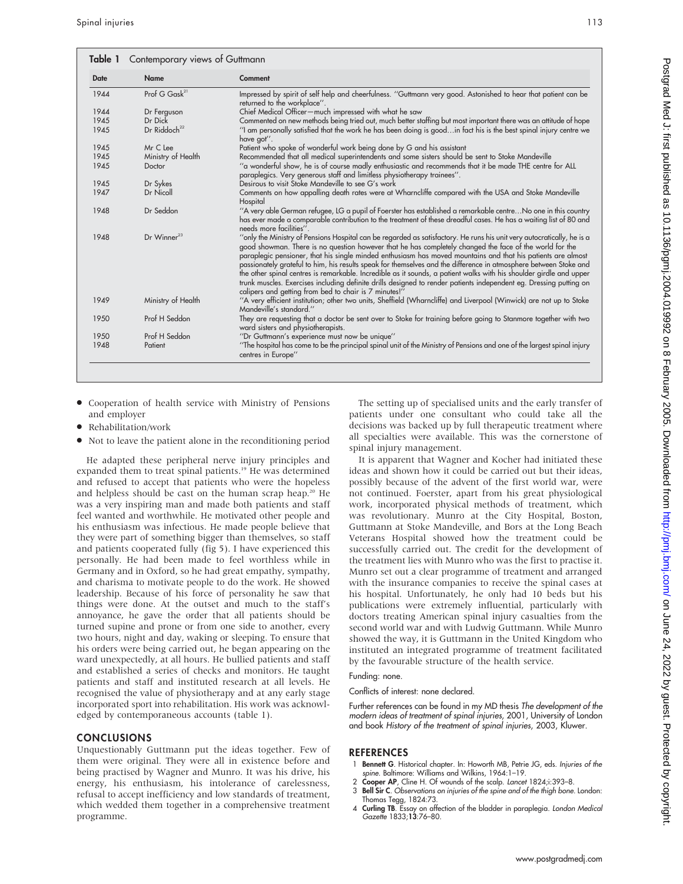**Table 1** Contemporary views of Guttmann

| Date | Name | Comment |
|---|---|---|
| 1944 | Prof G Gask[21] | Impressed by spirit of self help and cheerfulness. "Guttmann very good. Astonished to hear that patient can be returned to the workplace". |
| 1944 | Dr Ferguson | Chief Medical Officer—much impressed with what he saw |
| 1945 | Dr Dick | Commented on new methods being tried out, much better staffing but most important there was an attitude of hope |
| 1945 | Dr Riddoch[22] | "I am personally satisfied that the work he has been doing is good…in fact his is the best spinal injury centre we have got". |
| 1945 | Mr C Lee | Patient who spoke of wonderful work being done by G and his assistant |
| 1945 | Ministry of Health | Recommended that all medical superintendents and some sisters should be sent to Stoke Mandeville |
| 1945 | Doctor | "a wonderful show, he is of course madly enthusiastic and recommends that it be made THE centre for ALL paraplegics. Very generous staff and limitless physiotherapy trainees". |
| 1945 | Dr Sykes | Desirous to visit Stoke Mandeville to see G's work |
| 1947 | Dr Nicoll | Comments on how appalling death rates were at Wharncliffe compared with the USA and Stoke Mandeville Hospital |
| 1948 | Dr Seddon | "A very able German refugee, LG a pupil of Foerster has established a remarkable centre…No one in this country has ever made a comparable contribution to the treatment of these dreadful cases. He has a waiting list of 80 and needs more facilities". |
| 1948 | Dr Winner[23] | "only the Ministry of Pensions Hospital can be regarded as satisfactory. He runs his unit very autocratically, he is a good showman. There is no question however that he has completely changed the face of the world for the paraplegic pensioner, that his single minded enthusiasm has moved mountains and that his patients are almost passionately grateful to him, his results speak for themselves and the difference in atmosphere between Stoke and the other spinal centres is remarkable. Incredible as it sounds, a patient walks with his shoulder girdle and upper trunk muscles. Exercises including definite drills designed to render patients independent eg. Dressing putting on calipers and getting from bed to chair is 7 minutes!" |
| 1949 | Ministry of Health | "A very efficient institution; other two units, Sheffield (Wharncliffe) and Liverpool (Winwick) are not up to Stoke Mandeville's standard." |
| 1950 | Prof H Seddon | They are requesting that a doctor be sent over to Stoke for training before going to Stanmore together with two ward sisters and physiotherapists. |
| 1950 | Prof H Seddon | "Dr Guttmann's experience must now be unique" |
| 1948 | Patient | "The hospital has come to be the principal spinal unit of the Ministry of Pensions and one of the largest spinal injury centres in Europe" |

- Cooperation of health service with Ministry of Pensions and employer
- Rehabilitation/work
- Not to leave the patient alone in the reconditioning period

He adapted these peripheral nerve injury principles and expanded them to treat spinal patients.[19] He was determined and refused to accept that patients who were the hopeless and helpless should be cast on the human scrap heap.[20] He was a very inspiring man and made both patients and staff feel wanted and worthwhile. He motivated other people and his enthusiasm was infectious. He made people believe that they were part of something bigger than themselves, so staff and patients cooperated fully (fig 5). I have experienced this personally. He had been made to feel worthless while in Germany and in Oxford, so he had great empathy, sympathy, and charisma to motivate people to do the work. He showed leadership. Because of his force of personality he saw that things were done. At the outset and much to the staff's annoyance, he gave the order that all patients should be turned supine and prone or from one side to another, every two hours, night and day, waking or sleeping. To ensure that his orders were being carried out, he began appearing on the ward unexpectedly, at all hours. He bullied patients and staff and established a series of checks and monitors. He taught patients and staff and instituted research at all levels. He recognised the value of physiotherapy and at any early stage incorporated sport into rehabilitation. His work was acknowledged by contemporaneous accounts (table 1).

## CONCLUSIONS

Unquestionably Guttmann put the ideas together. Few of them were original. They were all in existence before and being practised by Wagner and Munro. It was his drive, his energy, his enthusiasm, his intolerance of carelessness, refusal to accept inefficiency and low standards of treatment, which wedded them together in a comprehensive treatment programme.

The setting up of specialised units and the early transfer of patients under one consultant who could take all the decisions was backed up by full therapeutic treatment where all specialties were available. This was the cornerstone of spinal injury management.

It is apparent that Wagner and Kocher had initiated these ideas and shown how it could be carried out but their ideas, possibly because of the advent of the first world war, were not continued. Foerster, apart from his great physiological work, incorporated physical methods of treatment, which was revolutionary. Munro at the City Hospital, Boston, Guttmann at Stoke Mandeville, and Bors at the Long Beach Veterans Hospital showed how the treatment could be successfully carried out. The credit for the development of the treatment lies with Munro who was the first to practise it. Munro set out a clear programme of treatment and arranged with the insurance companies to receive the spinal cases at his hospital. Unfortunately, he only had 10 beds but his publications were extremely influential, particularly with doctors treating American spinal injury casualties from the second world war and with Ludwig Guttmann. While Munro showed the way, it is Guttmann in the United Kingdom who instituted an integrated programme of treatment facilitated by the favourable structure of the health service.

Funding: none.

Conflicts of interest: none declared.

Further references can be found in my MD thesis *The development of the modern ideas of treatment of spinal injuries*, 2001, University of London and book *History of the treatment of spinal injuries*, 2003, Kluwer.

## REFERENCES

1. **Bennett G**. Historical chapter. In: Howorth MB, Petrie JG, eds. *Injuries of the spine*. Baltimore: Williams and Wilkins, 1964:1–19.
2. **Cooper AP**, Cline H. Of wounds of the scalp. *Lancet* 1824;i:393–8.
3. **Bell Sir C**. *Observations on injuries of the spine and of the thigh bone*. London: Thomas Tegg, 1824:73.
4. **Curling TB**. Essay on affection of the bladder in paraplegia. *London Medical Gazette* 1833;**13**:76–80.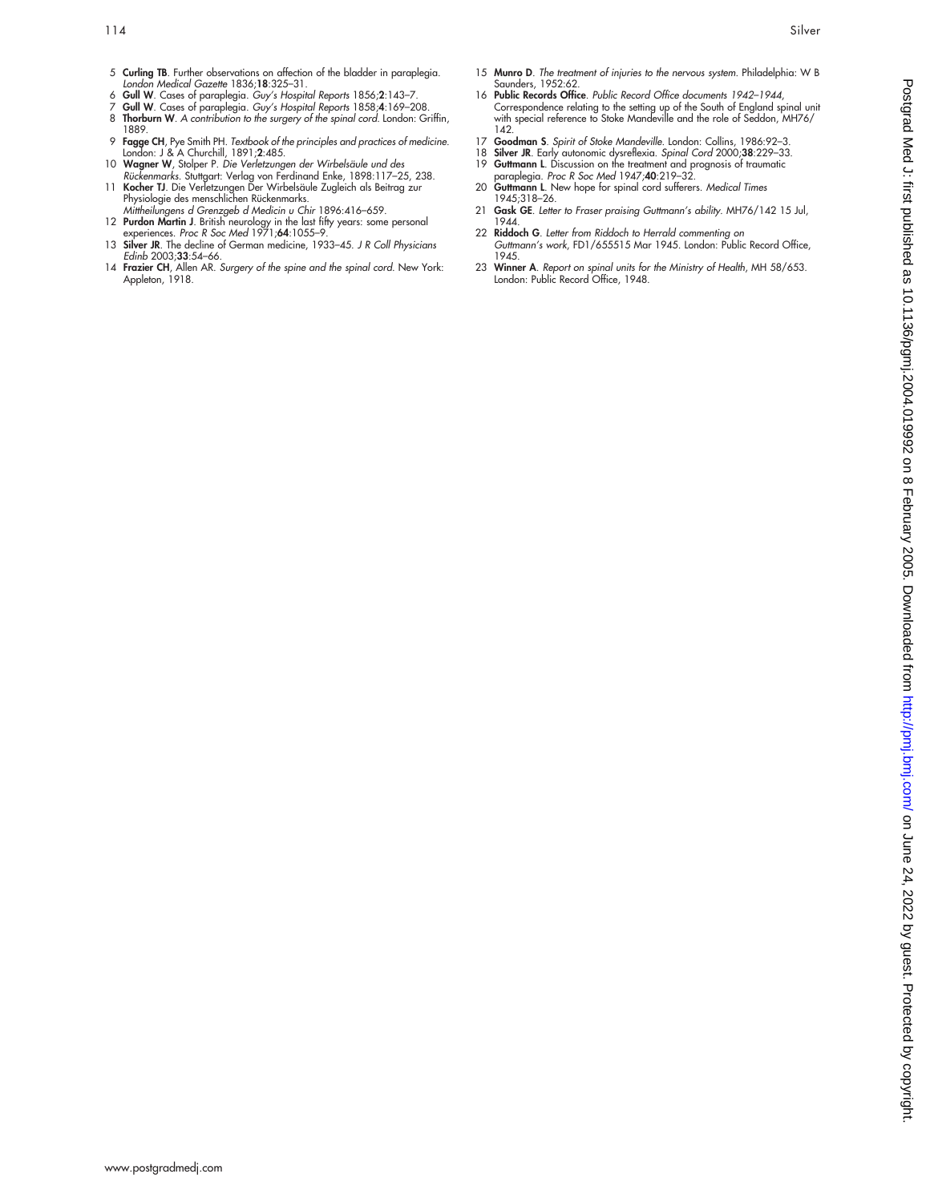5 **Curling TB**. Further observations on affection of the bladder in paraplegia. *London Medical Gazette* 1836;**18**:325–31.
6 **Gull W**. Cases of paraplegia. *Guy's Hospital Reports* 1856;**2**:143–7.
7 **Gull W**. Cases of paraplegia. *Guy's Hospital Reports* 1858;**4**:169–208.
8 **Thorburn W**. *A contribution to the surgery of the spinal cord*. London: Griffin, 1889.
9 **Fagge CH**, Pye Smith PH. *Textbook of the principles and practices of medicine*. London: J & A Churchill, 1891;**2**:485.
10 **Wagner W**, Stolper P. *Die Verletzungen der Wirbelsäule und des Rückenmarks*. Stuttgart: Verlag von Ferdinand Enke, 1898:117–25, 238.
11 **Kocher TJ**. Die Verletzungen Der Wirbelsäule Zugleich als Beitrag zur Physiologie des menschlichen Rückenmarks. *Mittheilungens d Grenzgeb d Medicin u Chir* 1896:416–659.
12 **Purdon Martin J**. British neurology in the last fifty years: some personal experiences. *Proc R Soc Med* 1971;**64**:1055–9.
13 **Silver JR**. The decline of German medicine, 1933–45. *J R Coll Physicians Edinb* 2003;**33**:54–66.
14 **Frazier CH**, Allen AR. *Surgery of the spine and the spinal cord*. New York: Appleton, 1918.
15 **Munro D**. *The treatment of injuries to the nervous system*. Philadelphia: W B Saunders, 1952:62.
16 **Public Records Office**. *Public Record Office documents 1942–1944*, Correspondence relating to the setting up of the South of England spinal unit with special reference to Stoke Mandeville and the role of Seddon, MH76/142.
17 **Goodman S**. *Spirit of Stoke Mandeville*. London: Collins, 1986:92–3.
18 **Silver JR**. Early autonomic dysreflexia. *Spinal Cord* 2000;**38**:229–33.
19 **Guttmann L**. Discussion on the treatment and prognosis of traumatic paraplegia. *Proc R Soc Med* 1947;**40**:219–32.
20 **Guttmann L**. New hope for spinal cord sufferers. *Medical Times* 1945;318–26.
21 **Gask GE**. *Letter to Fraser praising Guttmann's ability*. MH76/142 15 Jul, 1944.
22 **Riddoch G**. *Letter from Riddoch to Herrald commenting on Guttmann's work*, FD1/655515 Mar 1945. London: Public Record Office, 1945.
23 **Winner A**. *Report on spinal units for the Ministry of Health*, MH 58/653. London: Public Record Office, 1948.